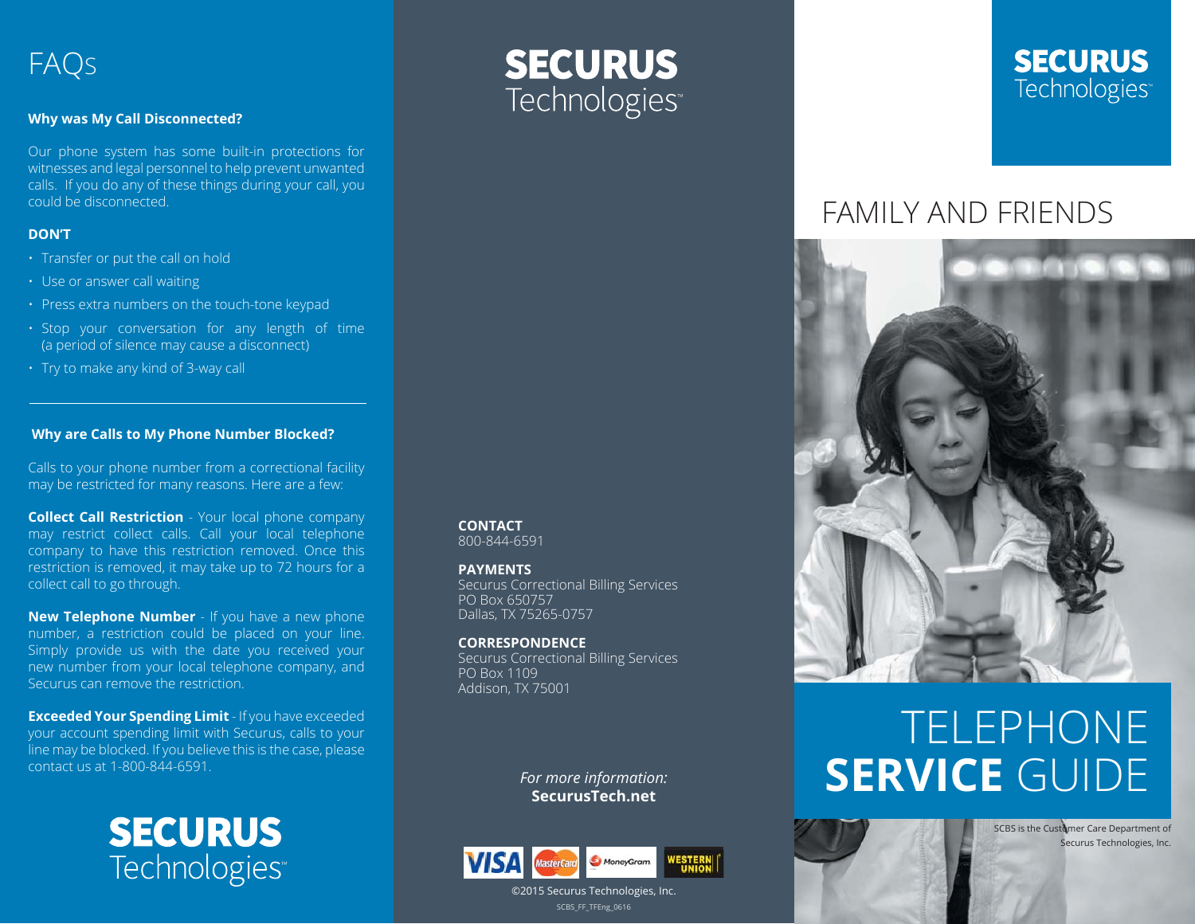# FAQs

**Why was My Call Disconnected?**

Our phone system has some built-in protections for witnesses and legal personnel to help prevent unwanted calls. If you do any of these things during your call, you could be disconnected.

**DON'T**

- Transfer or put the call on hold
- Use or answer call waiting
- Press extra numbers on the touch-tone keypad
- Stop your conversation for any length of time (a period of silence may cause a disconnect)
- Try to make any kind of 3-way call

---

**Why are Calls to My Phone Number Blocked?**

Calls to your phone number from a correctional facility may be restricted for many reasons. Here are a few:

**Collect Call Restriction** - Your local phone company may restrict collect calls. Call your local telephone company to have this restriction removed. Once this restriction is removed, it may take up to 72 hours for a collect call to go through.

**New Telephone Number** - If you have a new phone number, a restriction could be placed on your line. Simply provide us with the date you received your new number from your local telephone company, and Securus can remove the restriction.

**Exceeded Your Spending Limit** - If you have exceeded your account spending limit with Securus, calls to your line may be blocked. If you believe this is the case, please contact us at 1-800-844-6591.

SECURUS Technologies™

SECURUS Technologies™

**CONTACT**
800-844-6591

**PAYMENTS**
Securus Correctional Billing Services
PO Box 650757
Dallas, TX 75265-0757

**CORRESPONDENCE**
Securus Correctional Billing Services
PO Box 1109
Addison, TX 75001

*For more information:*
**SecurusTech.net**

VISA MasterCard MoneyGram WESTERN UNION

©2015 Securus Technologies, Inc.

SCBS_FF_TFEng_0616

SECURUS Technologies™

# FAMILY AND FRIENDS

# TELEPHONE **SERVICE** GUIDE

SCBS is the Customer Care Department of Securus Technologies, Inc.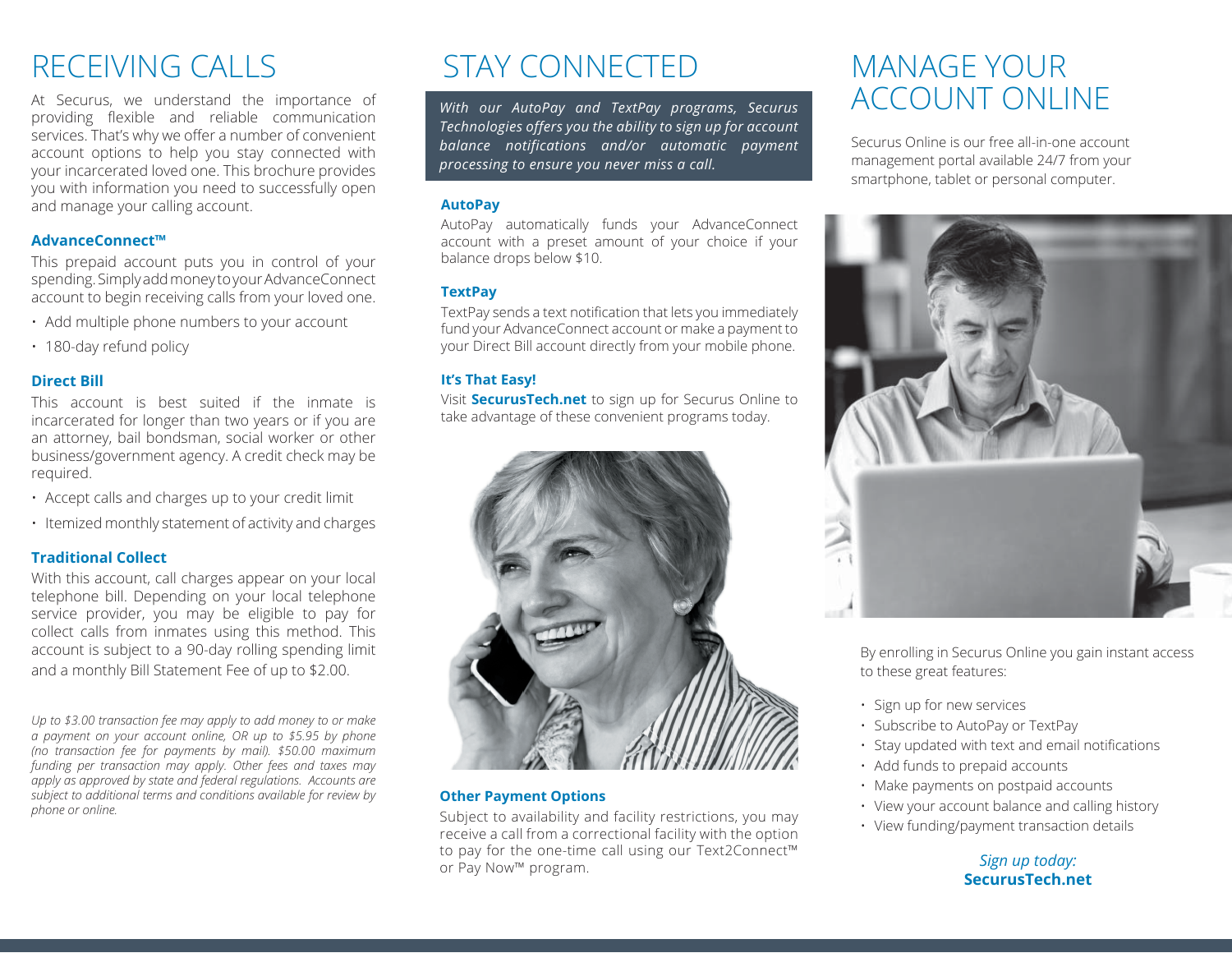# RECEIVING CALLS

At Securus, we understand the importance of providing flexible and reliable communication services. That's why we offer a number of convenient account options to help you stay connected with your incarcerated loved one. This brochure provides you with information you need to successfully open and manage your calling account.

### AdvanceConnect™

This prepaid account puts you in control of your spending. Simply add money to your AdvanceConnect account to begin receiving calls from your loved one.

- Add multiple phone numbers to your account
- 180-day refund policy

### Direct Bill

This account is best suited if the inmate is incarcerated for longer than two years or if you are an attorney, bail bondsman, social worker or other business/government agency. A credit check may be required.

- Accept calls and charges up to your credit limit
- Itemized monthly statement of activity and charges

### Traditional Collect

With this account, call charges appear on your local telephone bill. Depending on your local telephone service provider, you may be eligible to pay for collect calls from inmates using this method. This account is subject to a 90-day rolling spending limit and a monthly Bill Statement Fee of up to $2.00.

*Up to $3.00 transaction fee may apply to add money to or make a payment on your account online, OR up to $5.95 by phone (no transaction fee for payments by mail). $50.00 maximum funding per transaction may apply. Other fees and taxes may apply as approved by state and federal regulations. Accounts are subject to additional terms and conditions available for review by phone or online.*

# STAY CONNECTED

*With our AutoPay and TextPay programs, Securus Technologies offers you the ability to sign up for account balance notifications and/or automatic payment processing to ensure you never miss a call.*

### AutoPay

AutoPay automatically funds your AdvanceConnect account with a preset amount of your choice if your balance drops below $10.

### TextPay

TextPay sends a text notification that lets you immediately fund your AdvanceConnect account or make a payment to your Direct Bill account directly from your mobile phone.

### It's That Easy!

Visit **SecurusTech.net** to sign up for Securus Online to take advantage of these convenient programs today.

### Other Payment Options

Subject to availability and facility restrictions, you may receive a call from a correctional facility with the option to pay for the one-time call using our Text2Connect™ or Pay Now™ program.

# MANAGE YOUR ACCOUNT ONLINE

Securus Online is our free all-in-one account management portal available 24/7 from your smartphone, tablet or personal computer.

By enrolling in Securus Online you gain instant access to these great features:

- Sign up for new services
- Subscribe to AutoPay or TextPay
- Stay updated with text and email notifications
- Add funds to prepaid accounts
- Make payments on postpaid accounts
- View your account balance and calling history
- View funding/payment transaction details

*Sign up today:*
**SecurusTech.net**